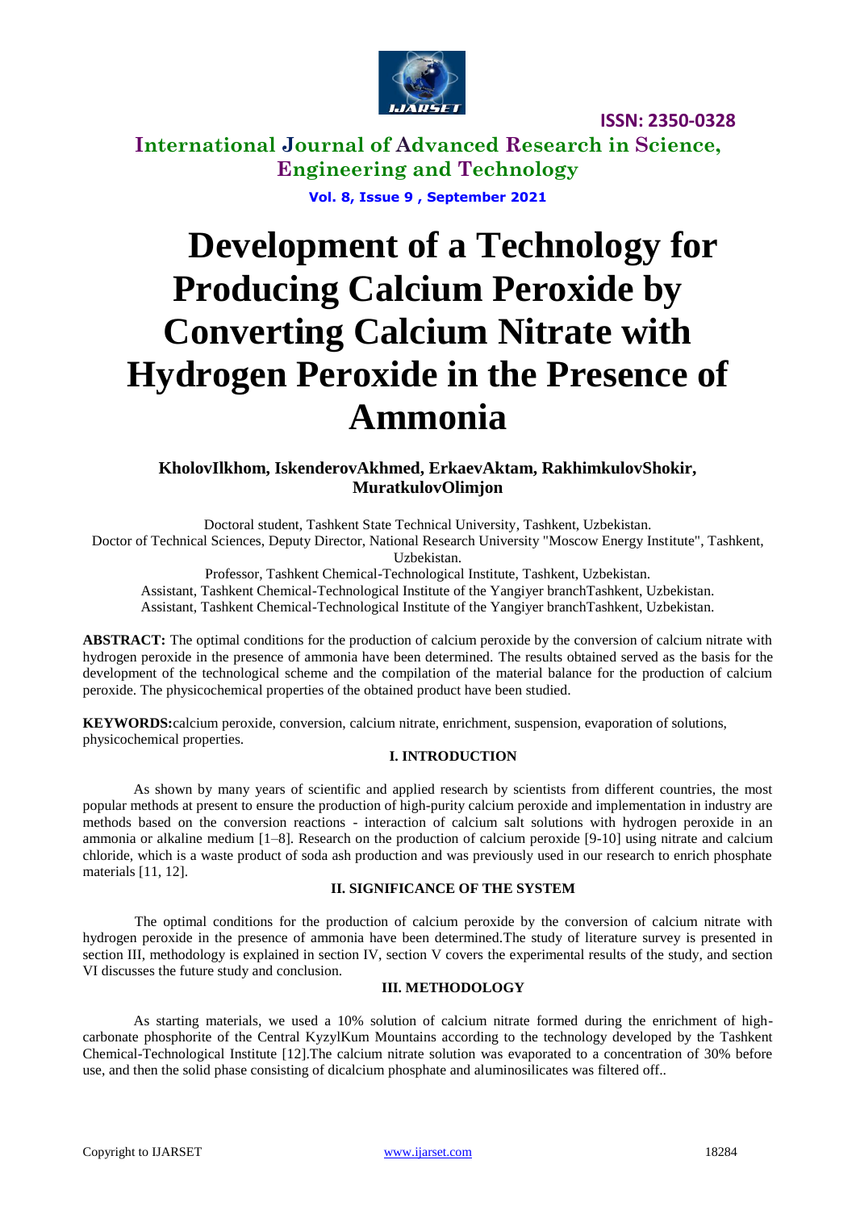# Development of a Technology for Producing Calcium Peroxide by Converting Calcium Nitrate with Hydrogen Peroxide in the Presence of Ammonia

**KholovIlkhom, IskenderovAkhmed, ErkaevAktam, RakhimkulovShokir, MuratkulovOlimjon**

Doctoral student, Tashkent State Technical University, Tashkent, Uzbekistan.

Doctor of Technical Sciences, Deputy Director, National Research University "Moscow Energy Institute", Tashkent, Uzbekistan.

Professor, Tashkent Chemical-Technological Institute, Tashkent, Uzbekistan.

Assistant, Tashkent Chemical-Technological Institute of the Yangiyer branchTashkent, Uzbekistan.

Assistant, Tashkent Chemical-Technological Institute of the Yangiyer branchTashkent, Uzbekistan.

**ABSTRACT:** The optimal conditions for the production of calcium peroxide by the conversion of calcium nitrate with hydrogen peroxide in the presence of ammonia have been determined. The results obtained served as the basis for the development of the technological scheme and the compilation of the material balance for the production of calcium peroxide. The physicochemical properties of the obtained product have been studied.

**KEYWORDS:**calcium peroxide, conversion, calcium nitrate, enrichment, suspension, evaporation of solutions, physicochemical properties.

## I. INTRODUCTION

As shown by many years of scientific and applied research by scientists from different countries, the most popular methods at present to ensure the production of high-purity calcium peroxide and implementation in industry are methods based on the conversion reactions - interaction of calcium salt solutions with hydrogen peroxide in an ammonia or alkaline medium [1–8]. Research on the production of calcium peroxide [9-10] using nitrate and calcium chloride, which is a waste product of soda ash production and was previously used in our research to enrich phosphate materials [11, 12].

## II. SIGNIFICANCE OF THE SYSTEM

The optimal conditions for the production of calcium peroxide by the conversion of calcium nitrate with hydrogen peroxide in the presence of ammonia have been determined.The study of literature survey is presented in section III, methodology is explained in section IV, section V covers the experimental results of the study, and section VI discusses the future study and conclusion.

## III. METHODOLOGY

As starting materials, we used a 10% solution of calcium nitrate formed during the enrichment of high-carbonate phosphorite of the Central KyzylKum Mountains according to the technology developed by the Tashkent Chemical-Technological Institute [12].The calcium nitrate solution was evaporated to a concentration of 30% before use, and then the solid phase consisting of dicalcium phosphate and aluminosilicates was filtered off..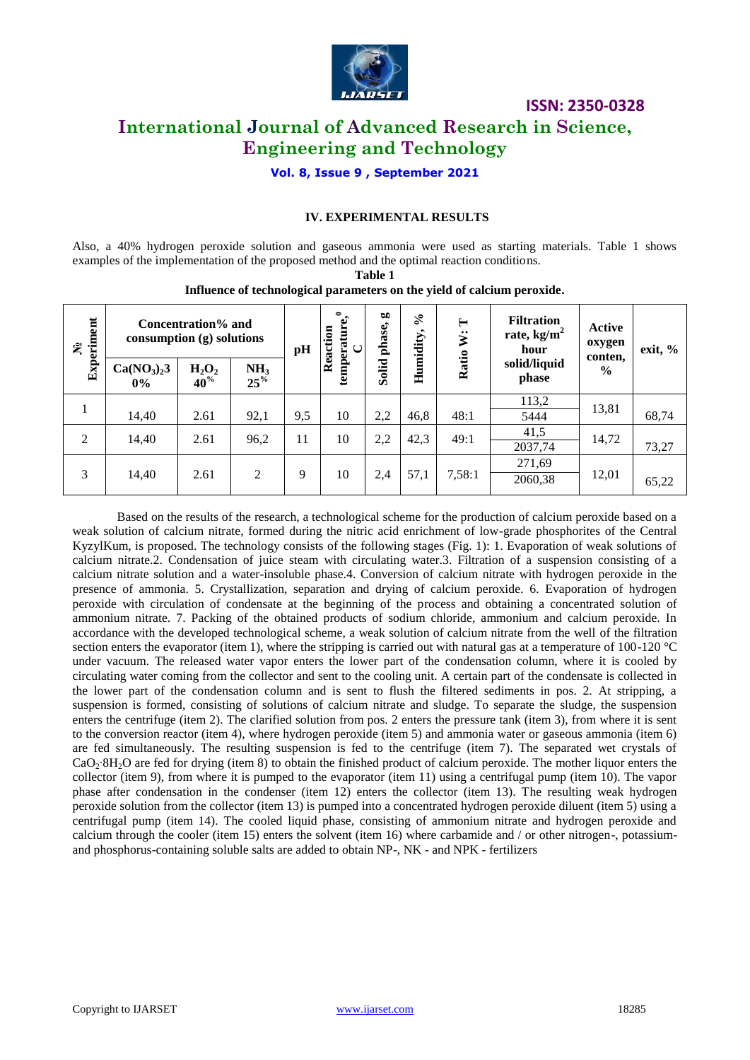## IV. EXPERIMENTAL RESULTS

Also, a 40% hydrogen peroxide solution and gaseous ammonia were used as starting materials. Table 1 shows examples of the implementation of the proposed method and the optimal reaction conditions.

**Table 1**
**Influence of technological parameters on the yield of calcium peroxide.**

| № Experiment | Concentration% and consumption (g) solutions | | | pH | Reaction temperature, ⁰C | Solid phase, g | Humidity, % | Ratio W: T | Filtration rate, kg/m² hour solid/liquid phase | Active oxygen conten, % | exit, % |
|---|---|---|---|---|---|---|---|---|---|---|---|
| | $Ca(NO_3)_2$3 0% | $H_2O_2$ 40% | $NH_3$ 25% | | | | | | | | |
| 1 | 14,40 | 2.61 | 92,1 | 9,5 | 10 | 2,2 | 46,8 | 48:1 | 113,2 / 5444 | 13,81 | 68,74 |
| 2 | 14,40 | 2.61 | 96,2 | 11 | 10 | 2,2 | 42,3 | 49:1 | 41,5 / 2037,74 | 14,72 | 73,27 |
| 3 | 14,40 | 2.61 | 2 | 9 | 10 | 2,4 | 57,1 | 7,58:1 | 271,69 / 2060,38 | 12,01 | 65,22 |

Based on the results of the research, a technological scheme for the production of calcium peroxide based on a weak solution of calcium nitrate, formed during the nitric acid enrichment of low-grade phosphorites of the Central KyzylKum, is proposed. The technology consists of the following stages (Fig. 1): 1. Evaporation of weak solutions of calcium nitrate.2. Condensation of juice steam with circulating water.3. Filtration of a suspension consisting of a calcium nitrate solution and a water-insoluble phase.4. Conversion of calcium nitrate with hydrogen peroxide in the presence of ammonia. 5. Crystallization, separation and drying of calcium peroxide. 6. Evaporation of hydrogen peroxide with circulation of condensate at the beginning of the process and obtaining a concentrated solution of ammonium nitrate. 7. Packing of the obtained products of sodium chloride, ammonium and calcium peroxide. In accordance with the developed technological scheme, a weak solution of calcium nitrate from the well of the filtration section enters the evaporator (item 1), where the stripping is carried out with natural gas at a temperature of 100-120 °C under vacuum. The released water vapor enters the lower part of the condensation column, where it is cooled by circulating water coming from the collector and sent to the cooling unit. A certain part of the condensate is collected in the lower part of the condensation column and is sent to flush the filtered sediments in pos. 2. At stripping, a suspension is formed, consisting of solutions of calcium nitrate and sludge. To separate the sludge, the suspension enters the centrifuge (item 2). The clarified solution from pos. 2 enters the pressure tank (item 3), from where it is sent to the conversion reactor (item 4), where hydrogen peroxide (item 5) and ammonia water or gaseous ammonia (item 6) are fed simultaneously. The resulting suspension is fed to the centrifuge (item 7). The separated wet crystals of $CaO_2 \cdot 8H_2O$ are fed for drying (item 8) to obtain the finished product of calcium peroxide. The mother liquor enters the collector (item 9), from where it is pumped to the evaporator (item 11) using a centrifugal pump (item 10). The vapor phase after condensation in the condenser (item 12) enters the collector (item 13). The resulting weak hydrogen peroxide solution from the collector (item 13) is pumped into a concentrated hydrogen peroxide diluent (item 5) using a centrifugal pump (item 14). The cooled liquid phase, consisting of ammonium nitrate and hydrogen peroxide and calcium through the cooler (item 15) enters the solvent (item 16) where carbamide and / or other nitrogen-, potassium- and phosphorus-containing soluble salts are added to obtain NP-, NK - and NPK - fertilizers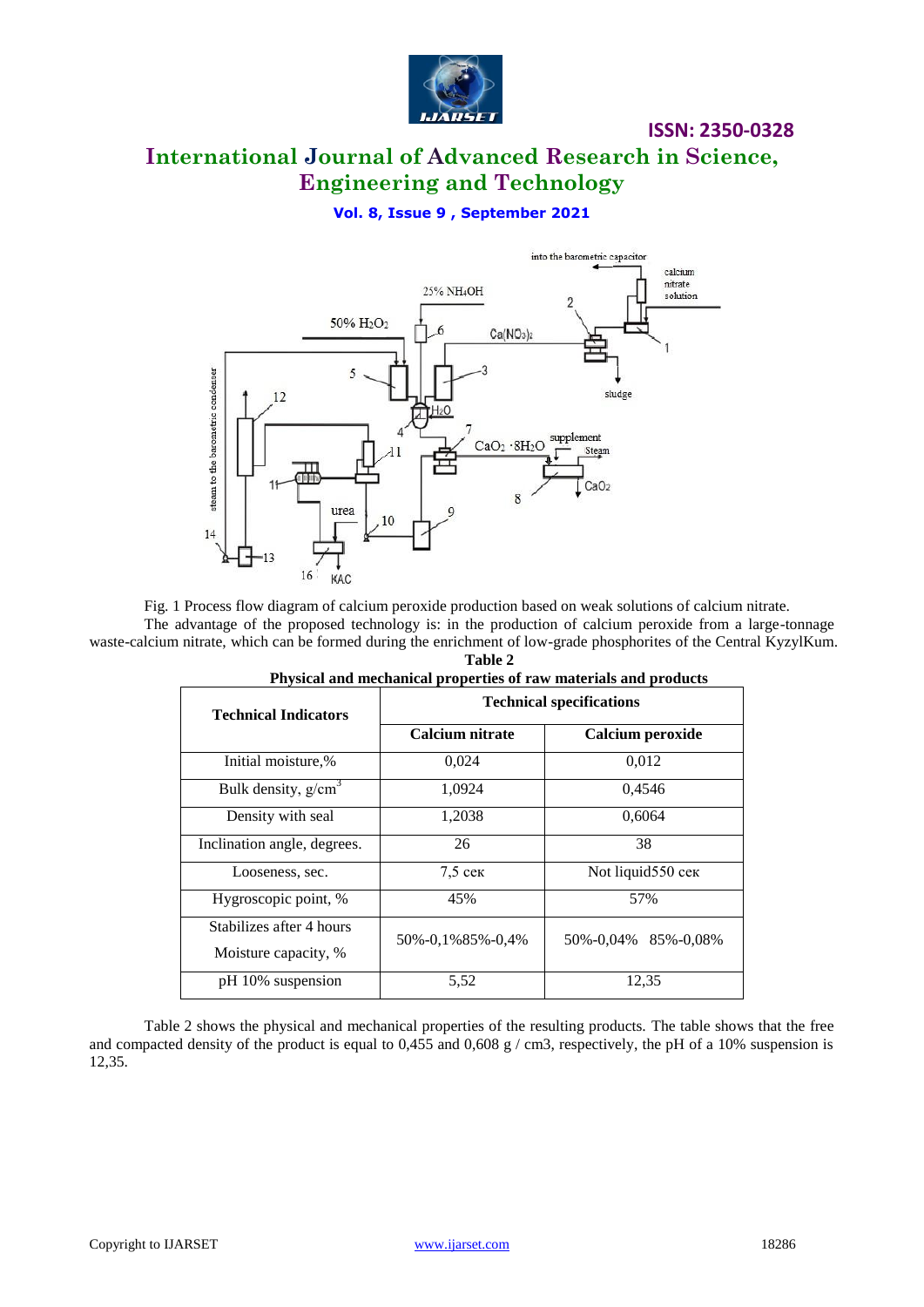Fig. 1 Process flow diagram of calcium peroxide production based on weak solutions of calcium nitrate.

The advantage of the proposed technology is: in the production of calcium peroxide from a large-tonnage waste-calcium nitrate, which can be formed during the enrichment of low-grade phosphorites of the Central KyzylKum.

**Table 2**

**Physical and mechanical properties of raw materials and products**

| Technical Indicators | Technical specifications | |
|---|---|---|
| | Calcium nitrate | Calcium peroxide |
| Initial moisture,% | 0,024 | 0,012 |
| Bulk density, $g/cm^3$ | 1,0924 | 0,4546 |
| Density with seal | 1,2038 | 0,6064 |
| Inclination angle, degrees. | 26 | 38 |
| Looseness, sec. | 7,5 сек | Not liquid550 сек |
| Hygroscopic point, % | 45% | 57% |
| Stabilizes after 4 hours Moisture capacity, % | 50%-0,1%85%-0,4% | 50%-0,04% 85%-0,08% |
| pH 10% suspension | 5,52 | 12,35 |

Table 2 shows the physical and mechanical properties of the resulting products. The table shows that the free and compacted density of the product is equal to 0,455 and 0,608 g / cm3, respectively, the pH of a 10% suspension is 12,35.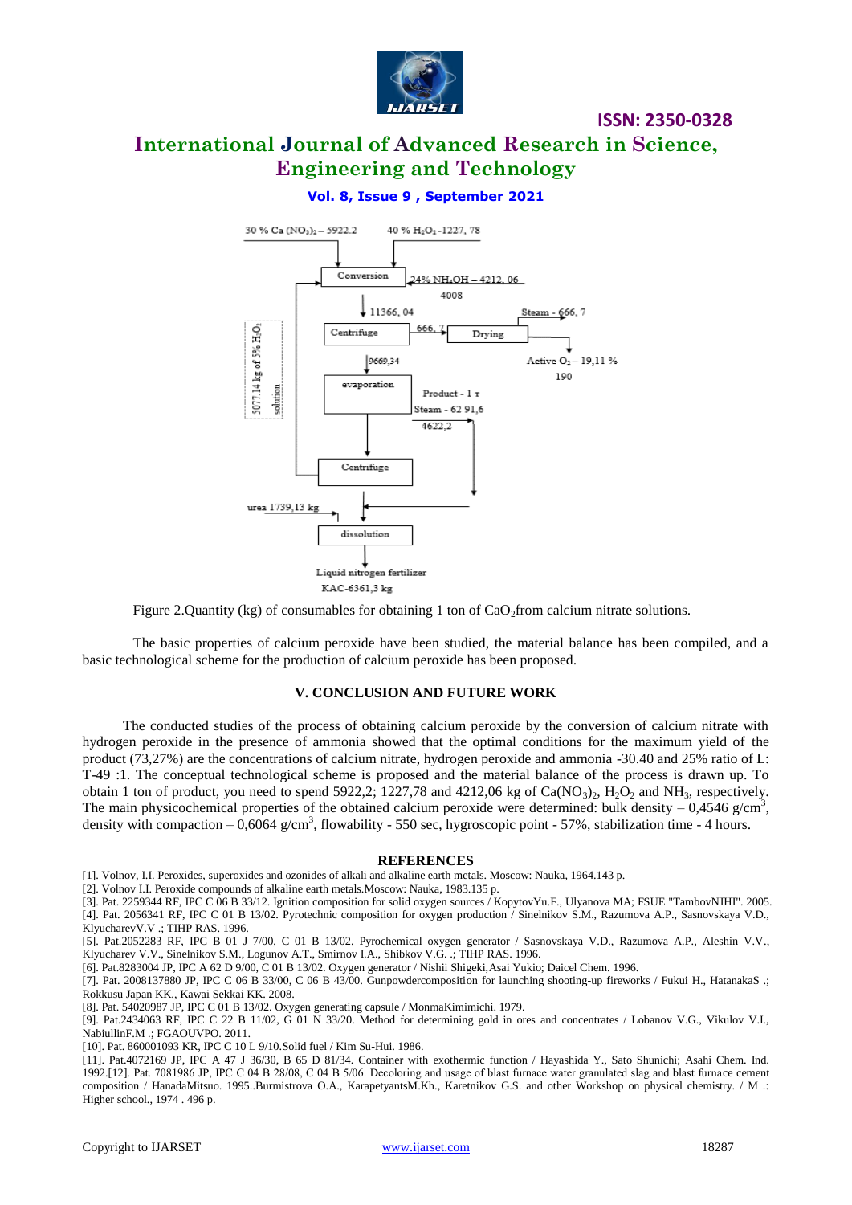30 % Ca (NO₃)₂ – 5922.2

40 % H₂O₂ -1227, 78

Conversion

24% NH₄OH – 4212, 06

4008

11366, 04

Steam - 666, 7

Centrifuge

666, 7

Drying

5077.14 kg of 5% H₂O₂ solution

9669,34

Active O₂ – 19,11 %

190

evaporation

Product - 1 т

Steam - 62 91,6

4622,2

Centrifuge

urea 1739,13 kg

dissolution

Liquid nitrogen fertilizer

KAC-6361,3 kg

Figure 2.Quantity (kg) of consumables for obtaining 1 ton of $CaO_2$from calcium nitrate solutions.

The basic properties of calcium peroxide have been studied, the material balance has been compiled, and a basic technological scheme for the production of calcium peroxide has been proposed.

## V. CONCLUSION AND FUTURE WORK

The conducted studies of the process of obtaining calcium peroxide by the conversion of calcium nitrate with hydrogen peroxide in the presence of ammonia showed that the optimal conditions for the maximum yield of the product (73,27%) are the concentrations of calcium nitrate, hydrogen peroxide and ammonia -30.40 and 25% ratio of L: T-49 :1. The conceptual technological scheme is proposed and the material balance of the process is drawn up. To obtain 1 ton of product, you need to spend 5922,2; 1227,78 and 4212,06 kg of $Ca(NO_3)_2$, $H_2O_2$ and $NH_3$, respectively. The main physicochemical properties of the obtained calcium peroxide were determined: bulk density – 0,4546 g/cm$^3$, density with compaction – 0,6064 g/cm$^3$, flowability - 550 sec, hygroscopic point - 57%, stabilization time - 4 hours.

## REFERENCES

[1]. Volnov, I.I. Peroxides, superoxides and ozonides of alkali and alkaline earth metals. Moscow: Nauka, 1964.143 p.

[2]. Volnov I.I. Peroxide compounds of alkaline earth metals.Moscow: Nauka, 1983.135 p.

[3]. Pat. 2259344 RF, IPC C 06 B 33/12. Ignition composition for solid oxygen sources / KopytovYu.F., Ulyanova MA; FSUE "TambovNIHI". 2005.

[4]. Pat. 2056341 RF, IPC C 01 B 13/02. Pyrotechnic composition for oxygen production / Sinelnikov S.M., Razumova A.P., Sasnovskaya V.D., KlyucharevV.V .; TIHP RAS. 1996.

[5]. Pat.2052283 RF, IPC B 01 J 7/00, C 01 B 13/02. Pyrochemical oxygen generator / Sasnovskaya V.D., Razumova A.P., Aleshin V.V., Klyucharev V.V., Sinelnikov S.M., Logunov A.T., Smirnov I.A., Shibkov V.G. .; TIHP RAS. 1996.

[6]. Pat.8283004 JP, IPC A 62 D 9/00, C 01 B 13/02. Oxygen generator / Nishii Shigeki,Asai Yukio; Daicel Chem. 1996.

[7]. Pat. 2008137880 JP, IPC C 06 B 33/00, C 06 B 43/00. Gunpowdercomposition for launching shooting-up fireworks / Fukui H., HatanakaS .; Rokkusu Japan KK., Kawai Sekkai KK. 2008.

[8]. Pat. 54020987 JP, IPC C 01 B 13/02. Oxygen generating capsule / MonmaKimimichi. 1979.

[9]. Pat.2434063 RF, IPC C 22 B 11/02, G 01 N 33/20. Method for determining gold in ores and concentrates / Lobanov V.G., Vikulov V.I., NabiullinF.M .; FGAOUVPO. 2011.

[10]. Pat. 860001093 KR, IPC C 10 L 9/10.Solid fuel / Kim Su-Hui. 1986.

[11]. Pat.4072169 JP, IPC A 47 J 36/30, B 65 D 81/34. Container with exothermic function / Hayashida Y., Sato Shunichi; Asahi Chem. Ind. 1992.[12]. Pat. 7081986 JP, IPC C 04 B 28/08, C 04 B 5/06. Decoloring and usage of blast furnace water granulated slag and blast furnace cement composition / HanadaMitsuo. 1995..Burmistrova O.A., KarapetyantsM.Kh., Karetnikov G.S. and other Workshop on physical chemistry. / M .: Higher school., 1974 . 496 p.